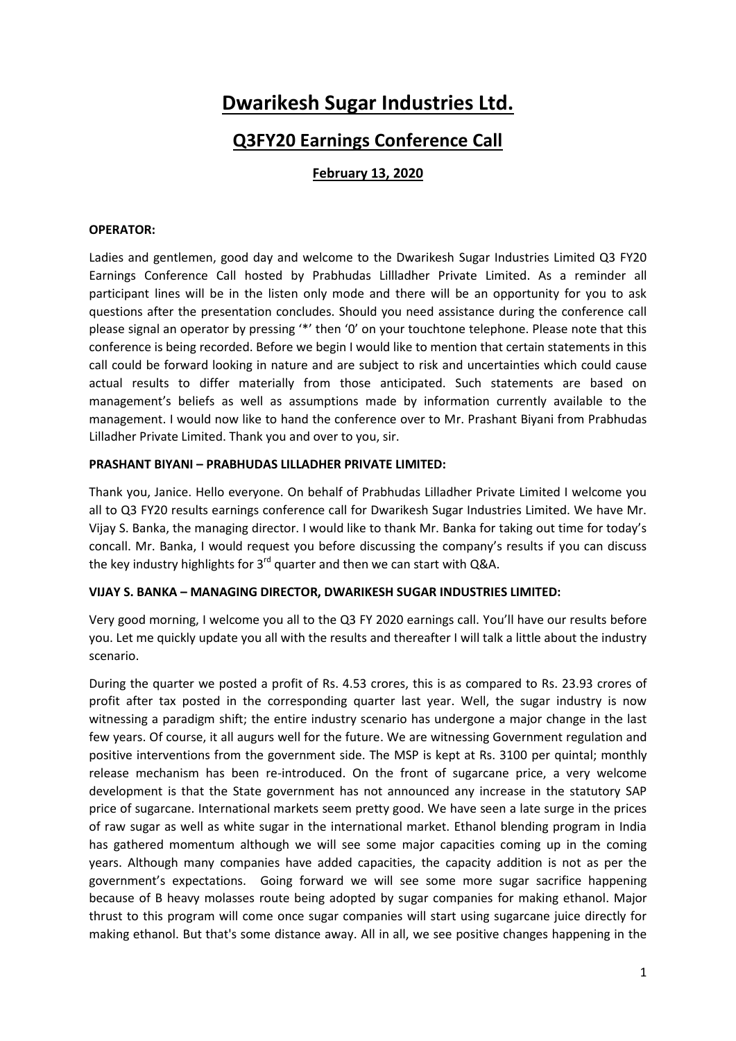# Dwarikesh Sugar Industries Ltd.

## Q3FY20 Earnings Conference Call

### February 13, 2020

**OPERATOR:**

Ladies and gentlemen, good day and welcome to the Dwarikesh Sugar Industries Limited Q3 FY20 Earnings Conference Call hosted by Prabhudas Lillladher Private Limited. As a reminder all participant lines will be in the listen only mode and there will be an opportunity for you to ask questions after the presentation concludes. Should you need assistance during the conference call please signal an operator by pressing '*' then '0' on your touchtone telephone. Please note that this conference is being recorded. Before we begin I would like to mention that certain statements in this call could be forward looking in nature and are subject to risk and uncertainties which could cause actual results to differ materially from those anticipated. Such statements are based on management's beliefs as well as assumptions made by information currently available to the management. I would now like to hand the conference over to Mr. Prashant Biyani from Prabhudas Lilladher Private Limited. Thank you and over to you, sir.

**PRASHANT BIYANI – PRABHUDAS LILLADHER PRIVATE LIMITED:**

Thank you, Janice. Hello everyone. On behalf of Prabhudas Lilladher Private Limited I welcome you all to Q3 FY20 results earnings conference call for Dwarikesh Sugar Industries Limited. We have Mr. Vijay S. Banka, the managing director. I would like to thank Mr. Banka for taking out time for today's concall. Mr. Banka, I would request you before discussing the company's results if you can discuss the key industry highlights for 3rd quarter and then we can start with Q&A.

**VIJAY S. BANKA – MANAGING DIRECTOR, DWARIKESH SUGAR INDUSTRIES LIMITED:**

Very good morning, I welcome you all to the Q3 FY 2020 earnings call. You'll have our results before you. Let me quickly update you all with the results and thereafter I will talk a little about the industry scenario.

During the quarter we posted a profit of Rs. 4.53 crores, this is as compared to Rs. 23.93 crores of profit after tax posted in the corresponding quarter last year. Well, the sugar industry is now witnessing a paradigm shift; the entire industry scenario has undergone a major change in the last few years. Of course, it all augurs well for the future. We are witnessing Government regulation and positive interventions from the government side. The MSP is kept at Rs. 3100 per quintal; monthly release mechanism has been re-introduced. On the front of sugarcane price, a very welcome development is that the State government has not announced any increase in the statutory SAP price of sugarcane. International markets seem pretty good. We have seen a late surge in the prices of raw sugar as well as white sugar in the international market. Ethanol blending program in India has gathered momentum although we will see some major capacities coming up in the coming years. Although many companies have added capacities, the capacity addition is not as per the government's expectations. Going forward we will see some more sugar sacrifice happening because of B heavy molasses route being adopted by sugar companies for making ethanol. Major thrust to this program will come once sugar companies will start using sugarcane juice directly for making ethanol. But that's some distance away. All in all, we see positive changes happening in the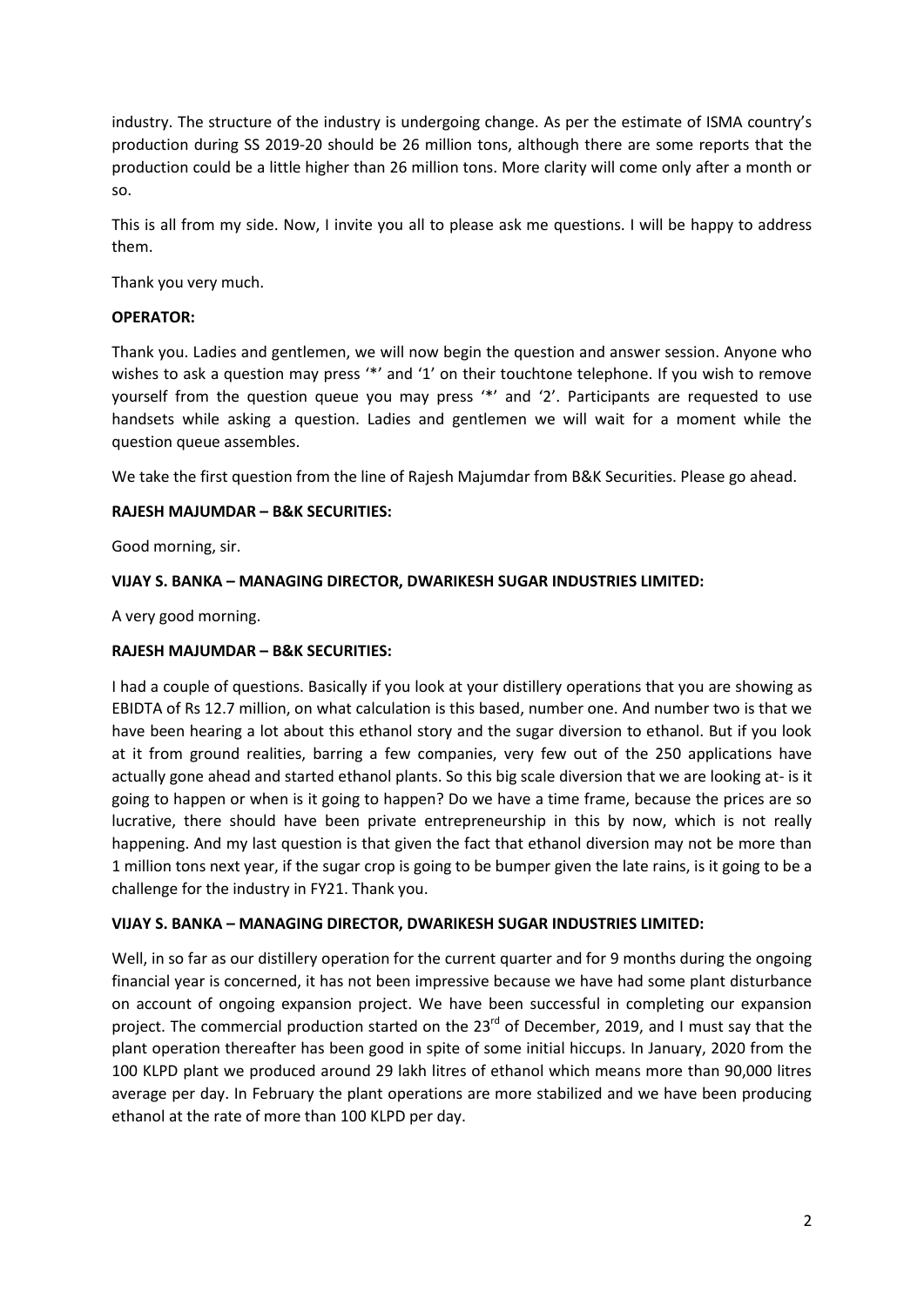industry. The structure of the industry is undergoing change. As per the estimate of ISMA country's production during SS 2019-20 should be 26 million tons, although there are some reports that the production could be a little higher than 26 million tons. More clarity will come only after a month or so.

This is all from my side. Now, I invite you all to please ask me questions. I will be happy to address them.

Thank you very much.

**OPERATOR:**

Thank you. Ladies and gentlemen, we will now begin the question and answer session. Anyone who wishes to ask a question may press '*' and '1' on their touchtone telephone. If you wish to remove yourself from the question queue you may press '*' and '2'. Participants are requested to use handsets while asking a question. Ladies and gentlemen we will wait for a moment while the question queue assembles.

We take the first question from the line of Rajesh Majumdar from B&K Securities. Please go ahead.

**RAJESH MAJUMDAR – B&K SECURITIES:**

Good morning, sir.

**VIJAY S. BANKA – MANAGING DIRECTOR, DWARIKESH SUGAR INDUSTRIES LIMITED:**

A very good morning.

**RAJESH MAJUMDAR – B&K SECURITIES:**

I had a couple of questions. Basically if you look at your distillery operations that you are showing as EBIDTA of Rs 12.7 million, on what calculation is this based, number one. And number two is that we have been hearing a lot about this ethanol story and the sugar diversion to ethanol. But if you look at it from ground realities, barring a few companies, very few out of the 250 applications have actually gone ahead and started ethanol plants. So this big scale diversion that we are looking at- is it going to happen or when is it going to happen? Do we have a time frame, because the prices are so lucrative, there should have been private entrepreneurship in this by now, which is not really happening. And my last question is that given the fact that ethanol diversion may not be more than 1 million tons next year, if the sugar crop is going to be bumper given the late rains, is it going to be a challenge for the industry in FY21. Thank you.

**VIJAY S. BANKA – MANAGING DIRECTOR, DWARIKESH SUGAR INDUSTRIES LIMITED:**

Well, in so far as our distillery operation for the current quarter and for 9 months during the ongoing financial year is concerned, it has not been impressive because we have had some plant disturbance on account of ongoing expansion project. We have been successful in completing our expansion project. The commercial production started on the 23rd of December, 2019, and I must say that the plant operation thereafter has been good in spite of some initial hiccups. In January, 2020 from the 100 KLPD plant we produced around 29 lakh litres of ethanol which means more than 90,000 litres average per day. In February the plant operations are more stabilized and we have been producing ethanol at the rate of more than 100 KLPD per day.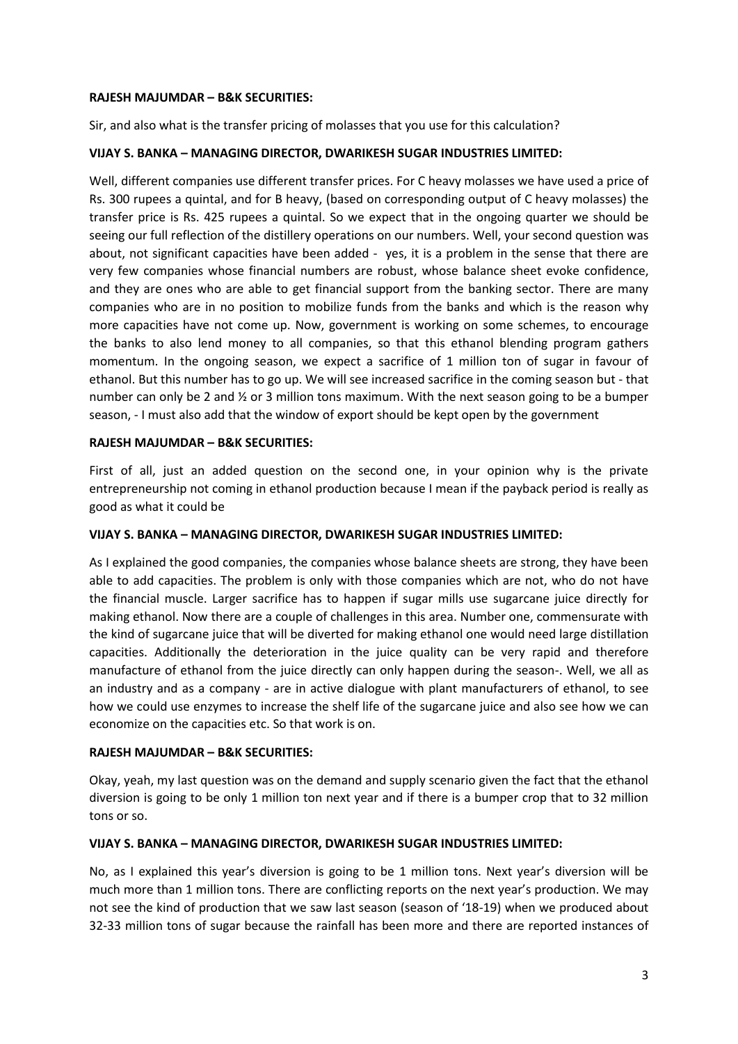**RAJESH MAJUMDAR – B&K SECURITIES:**

Sir, and also what is the transfer pricing of molasses that you use for this calculation?

**VIJAY S. BANKA – MANAGING DIRECTOR, DWARIKESH SUGAR INDUSTRIES LIMITED:**

Well, different companies use different transfer prices. For C heavy molasses we have used a price of Rs. 300 rupees a quintal, and for B heavy, (based on corresponding output of C heavy molasses) the transfer price is Rs. 425 rupees a quintal. So we expect that in the ongoing quarter we should be seeing our full reflection of the distillery operations on our numbers. Well, your second question was about, not significant capacities have been added - yes, it is a problem in the sense that there are very few companies whose financial numbers are robust, whose balance sheet evoke confidence, and they are ones who are able to get financial support from the banking sector. There are many companies who are in no position to mobilize funds from the banks and which is the reason why more capacities have not come up. Now, government is working on some schemes, to encourage the banks to also lend money to all companies, so that this ethanol blending program gathers momentum. In the ongoing season, we expect a sacrifice of 1 million ton of sugar in favour of ethanol. But this number has to go up. We will see increased sacrifice in the coming season but - that number can only be 2 and ½ or 3 million tons maximum. With the next season going to be a bumper season, - I must also add that the window of export should be kept open by the government

**RAJESH MAJUMDAR – B&K SECURITIES:**

First of all, just an added question on the second one, in your opinion why is the private entrepreneurship not coming in ethanol production because I mean if the payback period is really as good as what it could be

**VIJAY S. BANKA – MANAGING DIRECTOR, DWARIKESH SUGAR INDUSTRIES LIMITED:**

As I explained the good companies, the companies whose balance sheets are strong, they have been able to add capacities. The problem is only with those companies which are not, who do not have the financial muscle. Larger sacrifice has to happen if sugar mills use sugarcane juice directly for making ethanol. Now there are a couple of challenges in this area. Number one, commensurate with the kind of sugarcane juice that will be diverted for making ethanol one would need large distillation capacities. Additionally the deterioration in the juice quality can be very rapid and therefore manufacture of ethanol from the juice directly can only happen during the season-. Well, we all as an industry and as a company - are in active dialogue with plant manufacturers of ethanol, to see how we could use enzymes to increase the shelf life of the sugarcane juice and also see how we can economize on the capacities etc. So that work is on.

**RAJESH MAJUMDAR – B&K SECURITIES:**

Okay, yeah, my last question was on the demand and supply scenario given the fact that the ethanol diversion is going to be only 1 million ton next year and if there is a bumper crop that to 32 million tons or so.

**VIJAY S. BANKA – MANAGING DIRECTOR, DWARIKESH SUGAR INDUSTRIES LIMITED:**

No, as I explained this year's diversion is going to be 1 million tons. Next year's diversion will be much more than 1 million tons. There are conflicting reports on the next year's production. We may not see the kind of production that we saw last season (season of '18-19) when we produced about 32-33 million tons of sugar because the rainfall has been more and there are reported instances of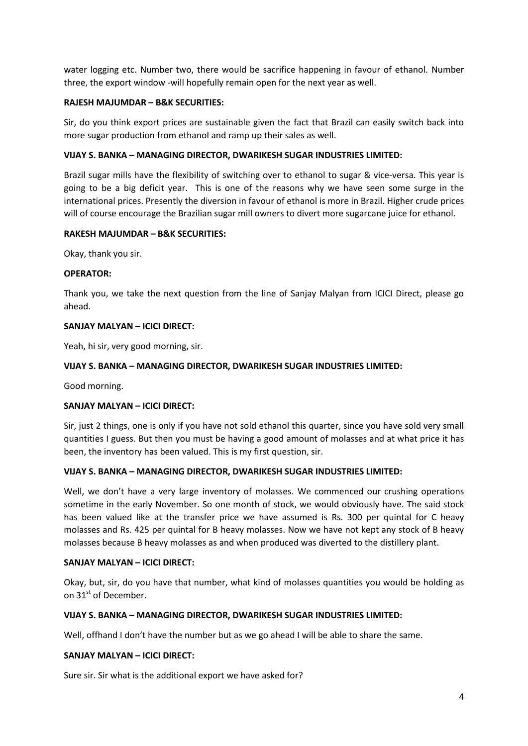water logging etc. Number two, there would be sacrifice happening in favour of ethanol. Number three, the export window -will hopefully remain open for the next year as well.

**RAJESH MAJUMDAR – B&K SECURITIES:**

Sir, do you think export prices are sustainable given the fact that Brazil can easily switch back into more sugar production from ethanol and ramp up their sales as well.

**VIJAY S. BANKA – MANAGING DIRECTOR, DWARIKESH SUGAR INDUSTRIES LIMITED:**

Brazil sugar mills have the flexibility of switching over to ethanol to sugar & vice-versa. This year is going to be a big deficit year. This is one of the reasons why we have seen some surge in the international prices. Presently the diversion in favour of ethanol is more in Brazil. Higher crude prices will of course encourage the Brazilian sugar mill owners to divert more sugarcane juice for ethanol.

**RAKESH MAJUMDAR – B&K SECURITIES:**

Okay, thank you sir.

**OPERATOR:**

Thank you, we take the next question from the line of Sanjay Malyan from ICICI Direct, please go ahead.

**SANJAY MALYAN – ICICI DIRECT:**

Yeah, hi sir, very good morning, sir.

**VIJAY S. BANKA – MANAGING DIRECTOR, DWARIKESH SUGAR INDUSTRIES LIMITED:**

Good morning.

**SANJAY MALYAN – ICICI DIRECT:**

Sir, just 2 things, one is only if you have not sold ethanol this quarter, since you have sold very small quantities I guess. But then you must be having a good amount of molasses and at what price it has been, the inventory has been valued. This is my first question, sir.

**VIJAY S. BANKA – MANAGING DIRECTOR, DWARIKESH SUGAR INDUSTRIES LIMITED:**

Well, we don't have a very large inventory of molasses. We commenced our crushing operations sometime in the early November. So one month of stock, we would obviously have. The said stock has been valued like at the transfer price we have assumed is Rs. 300 per quintal for C heavy molasses and Rs. 425 per quintal for B heavy molasses. Now we have not kept any stock of B heavy molasses because B heavy molasses as and when produced was diverted to the distillery plant.

**SANJAY MALYAN – ICICI DIRECT:**

Okay, but, sir, do you have that number, what kind of molasses quantities you would be holding as on 31st of December.

**VIJAY S. BANKA – MANAGING DIRECTOR, DWARIKESH SUGAR INDUSTRIES LIMITED:**

Well, offhand I don't have the number but as we go ahead I will be able to share the same.

**SANJAY MALYAN – ICICI DIRECT:**

Sure sir. Sir what is the additional export we have asked for?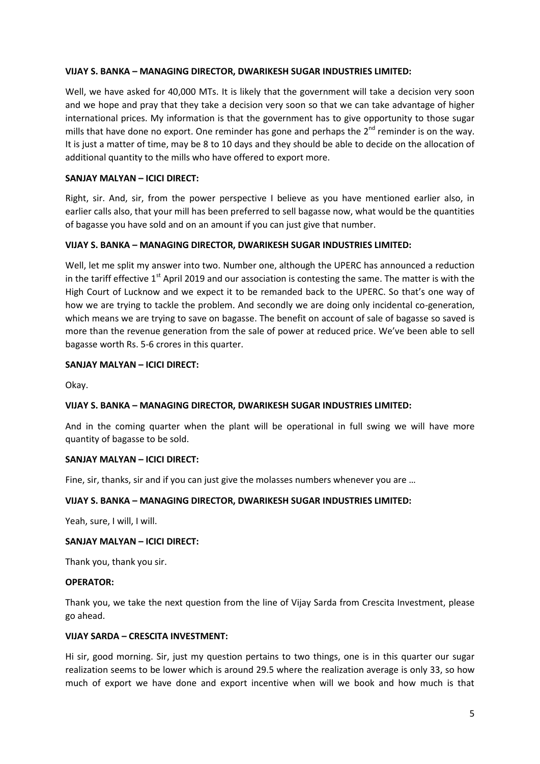**VIJAY S. BANKA – MANAGING DIRECTOR, DWARIKESH SUGAR INDUSTRIES LIMITED:**

Well, we have asked for 40,000 MTs. It is likely that the government will take a decision very soon and we hope and pray that they take a decision very soon so that we can take advantage of higher international prices. My information is that the government has to give opportunity to those sugar mills that have done no export. One reminder has gone and perhaps the 2nd reminder is on the way. It is just a matter of time, may be 8 to 10 days and they should be able to decide on the allocation of additional quantity to the mills who have offered to export more.

**SANJAY MALYAN – ICICI DIRECT:**

Right, sir. And, sir, from the power perspective I believe as you have mentioned earlier also, in earlier calls also, that your mill has been preferred to sell bagasse now, what would be the quantities of bagasse you have sold and on an amount if you can just give that number.

**VIJAY S. BANKA – MANAGING DIRECTOR, DWARIKESH SUGAR INDUSTRIES LIMITED:**

Well, let me split my answer into two. Number one, although the UPERC has announced a reduction in the tariff effective 1st April 2019 and our association is contesting the same. The matter is with the High Court of Lucknow and we expect it to be remanded back to the UPERC. So that's one way of how we are trying to tackle the problem. And secondly we are doing only incidental co-generation, which means we are trying to save on bagasse. The benefit on account of sale of bagasse so saved is more than the revenue generation from the sale of power at reduced price. We've been able to sell bagasse worth Rs. 5-6 crores in this quarter.

**SANJAY MALYAN – ICICI DIRECT:**

Okay.

**VIJAY S. BANKA – MANAGING DIRECTOR, DWARIKESH SUGAR INDUSTRIES LIMITED:**

And in the coming quarter when the plant will be operational in full swing we will have more quantity of bagasse to be sold.

**SANJAY MALYAN – ICICI DIRECT:**

Fine, sir, thanks, sir and if you can just give the molasses numbers whenever you are …

**VIJAY S. BANKA – MANAGING DIRECTOR, DWARIKESH SUGAR INDUSTRIES LIMITED:**

Yeah, sure, I will, I will.

**SANJAY MALYAN – ICICI DIRECT:**

Thank you, thank you sir.

**OPERATOR:**

Thank you, we take the next question from the line of Vijay Sarda from Crescita Investment, please go ahead.

**VIJAY SARDA – CRESCITA INVESTMENT:**

Hi sir, good morning. Sir, just my question pertains to two things, one is in this quarter our sugar realization seems to be lower which is around 29.5 where the realization average is only 33, so how much of export we have done and export incentive when will we book and how much is that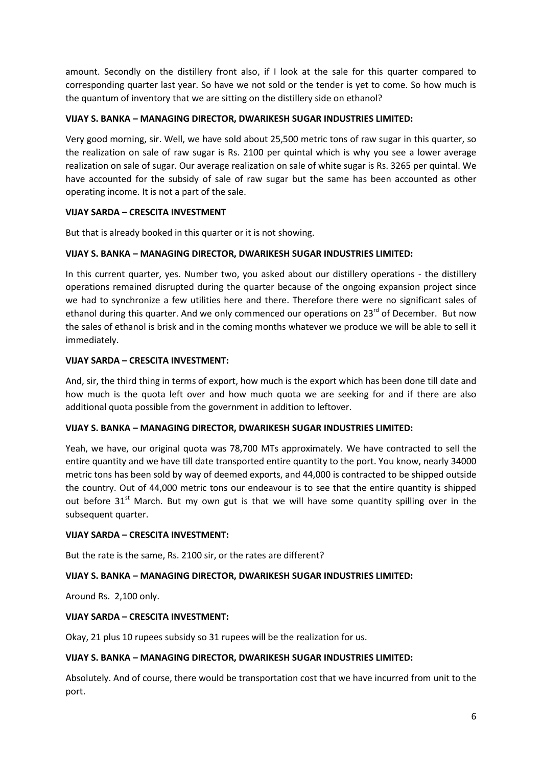amount. Secondly on the distillery front also, if I look at the sale for this quarter compared to corresponding quarter last year. So have we not sold or the tender is yet to come. So how much is the quantum of inventory that we are sitting on the distillery side on ethanol?

**VIJAY S. BANKA – MANAGING DIRECTOR, DWARIKESH SUGAR INDUSTRIES LIMITED:**

Very good morning, sir. Well, we have sold about 25,500 metric tons of raw sugar in this quarter, so the realization on sale of raw sugar is Rs. 2100 per quintal which is why you see a lower average realization on sale of sugar. Our average realization on sale of white sugar is Rs. 3265 per quintal. We have accounted for the subsidy of sale of raw sugar but the same has been accounted as other operating income. It is not a part of the sale.

**VIJAY SARDA – CRESCITA INVESTMENT**

But that is already booked in this quarter or it is not showing.

**VIJAY S. BANKA – MANAGING DIRECTOR, DWARIKESH SUGAR INDUSTRIES LIMITED:**

In this current quarter, yes. Number two, you asked about our distillery operations - the distillery operations remained disrupted during the quarter because of the ongoing expansion project since we had to synchronize a few utilities here and there. Therefore there were no significant sales of ethanol during this quarter. And we only commenced our operations on 23rd of December. But now the sales of ethanol is brisk and in the coming months whatever we produce we will be able to sell it immediately.

**VIJAY SARDA – CRESCITA INVESTMENT:**

And, sir, the third thing in terms of export, how much is the export which has been done till date and how much is the quota left over and how much quota we are seeking for and if there are also additional quota possible from the government in addition to leftover.

**VIJAY S. BANKA – MANAGING DIRECTOR, DWARIKESH SUGAR INDUSTRIES LIMITED:**

Yeah, we have, our original quota was 78,700 MTs approximately. We have contracted to sell the entire quantity and we have till date transported entire quantity to the port. You know, nearly 34000 metric tons has been sold by way of deemed exports, and 44,000 is contracted to be shipped outside the country. Out of 44,000 metric tons our endeavour is to see that the entire quantity is shipped out before 31st March. But my own gut is that we will have some quantity spilling over in the subsequent quarter.

**VIJAY SARDA – CRESCITA INVESTMENT:**

But the rate is the same, Rs. 2100 sir, or the rates are different?

**VIJAY S. BANKA – MANAGING DIRECTOR, DWARIKESH SUGAR INDUSTRIES LIMITED:**

Around Rs. 2,100 only.

**VIJAY SARDA – CRESCITA INVESTMENT:**

Okay, 21 plus 10 rupees subsidy so 31 rupees will be the realization for us.

**VIJAY S. BANKA – MANAGING DIRECTOR, DWARIKESH SUGAR INDUSTRIES LIMITED:**

Absolutely. And of course, there would be transportation cost that we have incurred from unit to the port.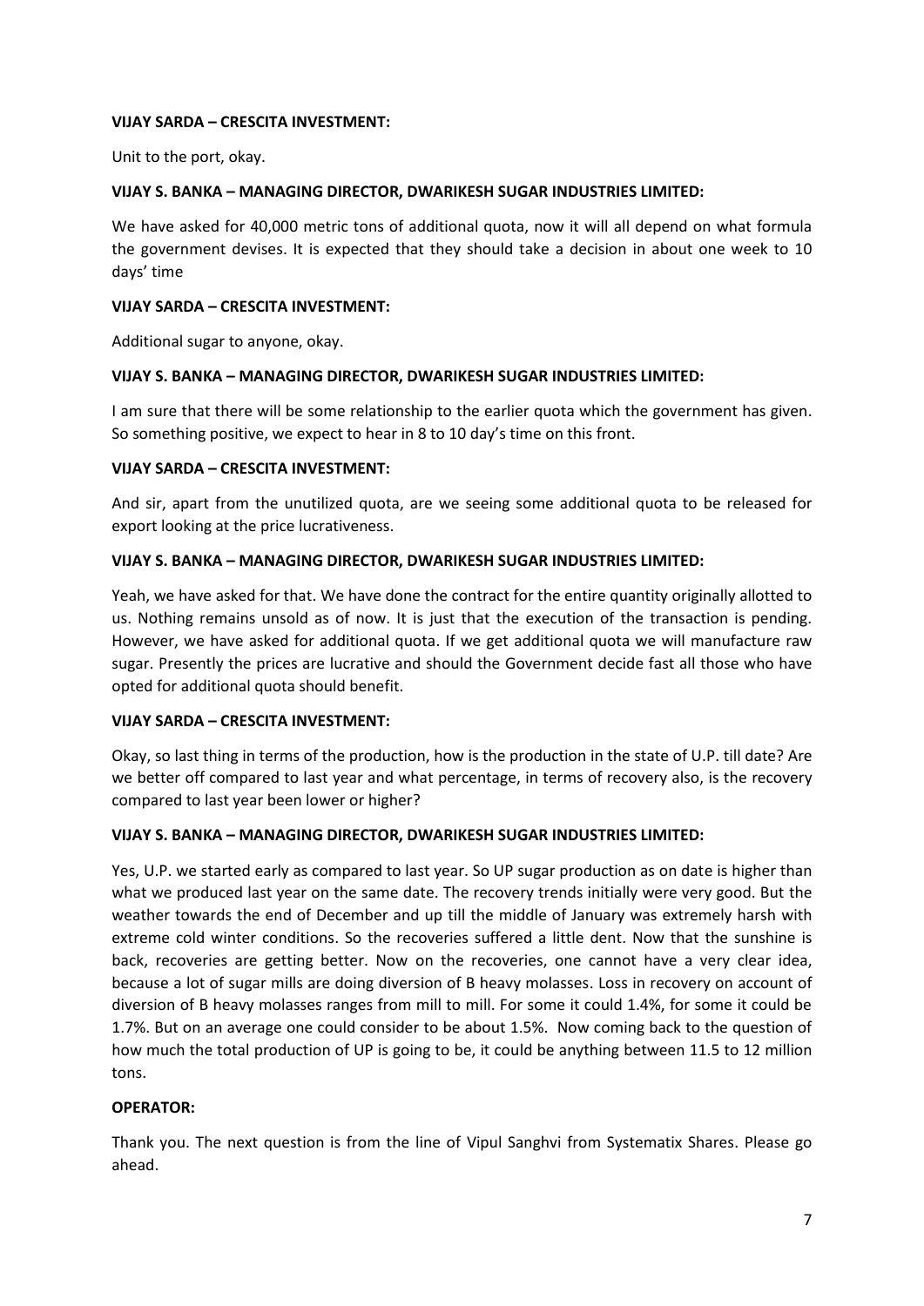**VIJAY SARDA – CRESCITA INVESTMENT:**

Unit to the port, okay.

**VIJAY S. BANKA – MANAGING DIRECTOR, DWARIKESH SUGAR INDUSTRIES LIMITED:**

We have asked for 40,000 metric tons of additional quota, now it will all depend on what formula the government devises. It is expected that they should take a decision in about one week to 10 days' time

**VIJAY SARDA – CRESCITA INVESTMENT:**

Additional sugar to anyone, okay.

**VIJAY S. BANKA – MANAGING DIRECTOR, DWARIKESH SUGAR INDUSTRIES LIMITED:**

I am sure that there will be some relationship to the earlier quota which the government has given. So something positive, we expect to hear in 8 to 10 day's time on this front.

**VIJAY SARDA – CRESCITA INVESTMENT:**

And sir, apart from the unutilized quota, are we seeing some additional quota to be released for export looking at the price lucrativeness.

**VIJAY S. BANKA – MANAGING DIRECTOR, DWARIKESH SUGAR INDUSTRIES LIMITED:**

Yeah, we have asked for that. We have done the contract for the entire quantity originally allotted to us. Nothing remains unsold as of now. It is just that the execution of the transaction is pending. However, we have asked for additional quota. If we get additional quota we will manufacture raw sugar. Presently the prices are lucrative and should the Government decide fast all those who have opted for additional quota should benefit.

**VIJAY SARDA – CRESCITA INVESTMENT:**

Okay, so last thing in terms of the production, how is the production in the state of U.P. till date? Are we better off compared to last year and what percentage, in terms of recovery also, is the recovery compared to last year been lower or higher?

**VIJAY S. BANKA – MANAGING DIRECTOR, DWARIKESH SUGAR INDUSTRIES LIMITED:**

Yes, U.P. we started early as compared to last year. So UP sugar production as on date is higher than what we produced last year on the same date. The recovery trends initially were very good. But the weather towards the end of December and up till the middle of January was extremely harsh with extreme cold winter conditions. So the recoveries suffered a little dent. Now that the sunshine is back, recoveries are getting better. Now on the recoveries, one cannot have a very clear idea, because a lot of sugar mills are doing diversion of B heavy molasses. Loss in recovery on account of diversion of B heavy molasses ranges from mill to mill. For some it could 1.4%, for some it could be 1.7%. But on an average one could consider to be about 1.5%. Now coming back to the question of how much the total production of UP is going to be, it could be anything between 11.5 to 12 million tons.

**OPERATOR:**

Thank you. The next question is from the line of Vipul Sanghvi from Systematix Shares. Please go ahead.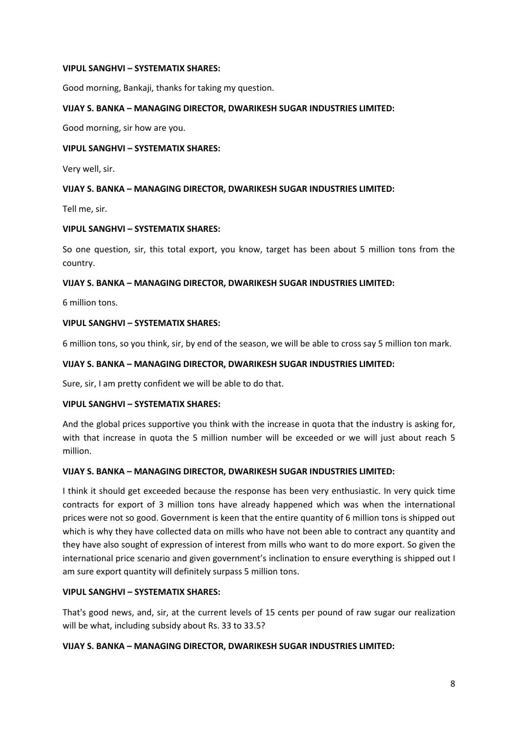**VIPUL SANGHVI – SYSTEMATIX SHARES:**

Good morning, Bankaji, thanks for taking my question.

**VIJAY S. BANKA – MANAGING DIRECTOR, DWARIKESH SUGAR INDUSTRIES LIMITED:**

Good morning, sir how are you.

**VIPUL SANGHVI – SYSTEMATIX SHARES:**

Very well, sir.

**VIJAY S. BANKA – MANAGING DIRECTOR, DWARIKESH SUGAR INDUSTRIES LIMITED:**

Tell me, sir.

**VIPUL SANGHVI – SYSTEMATIX SHARES:**

So one question, sir, this total export, you know, target has been about 5 million tons from the country.

**VIJAY S. BANKA – MANAGING DIRECTOR, DWARIKESH SUGAR INDUSTRIES LIMITED:**

6 million tons.

**VIPUL SANGHVI – SYSTEMATIX SHARES:**

6 million tons, so you think, sir, by end of the season, we will be able to cross say 5 million ton mark.

**VIJAY S. BANKA – MANAGING DIRECTOR, DWARIKESH SUGAR INDUSTRIES LIMITED:**

Sure, sir, I am pretty confident we will be able to do that.

**VIPUL SANGHVI – SYSTEMATIX SHARES:**

And the global prices supportive you think with the increase in quota that the industry is asking for, with that increase in quota the 5 million number will be exceeded or we will just about reach 5 million.

**VIJAY S. BANKA – MANAGING DIRECTOR, DWARIKESH SUGAR INDUSTRIES LIMITED:**

I think it should get exceeded because the response has been very enthusiastic. In very quick time contracts for export of 3 million tons have already happened which was when the international prices were not so good. Government is keen that the entire quantity of 6 million tons is shipped out which is why they have collected data on mills who have not been able to contract any quantity and they have also sought of expression of interest from mills who want to do more export. So given the international price scenario and given government's inclination to ensure everything is shipped out I am sure export quantity will definitely surpass 5 million tons.

**VIPUL SANGHVI – SYSTEMATIX SHARES:**

That's good news, and, sir, at the current levels of 15 cents per pound of raw sugar our realization will be what, including subsidy about Rs. 33 to 33.5?

**VIJAY S. BANKA – MANAGING DIRECTOR, DWARIKESH SUGAR INDUSTRIES LIMITED:**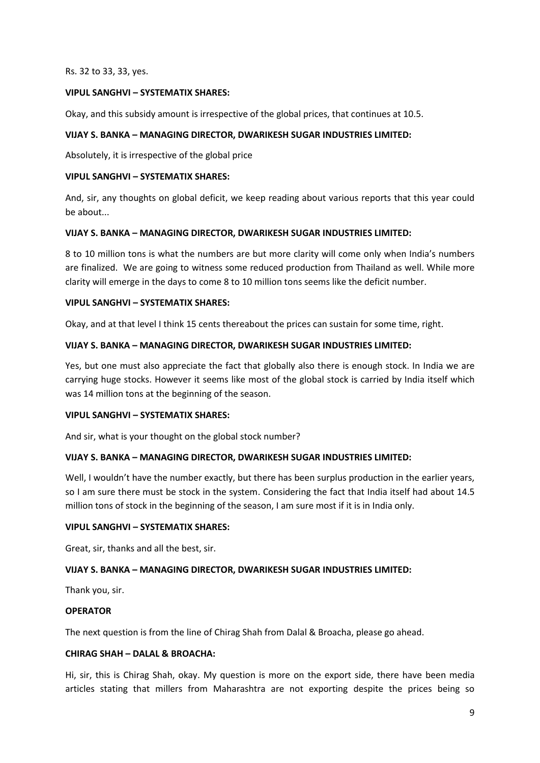Rs. 32 to 33, 33, yes.

**VIPUL SANGHVI – SYSTEMATIX SHARES:**

Okay, and this subsidy amount is irrespective of the global prices, that continues at 10.5.

**VIJAY S. BANKA – MANAGING DIRECTOR, DWARIKESH SUGAR INDUSTRIES LIMITED:**

Absolutely, it is irrespective of the global price

**VIPUL SANGHVI – SYSTEMATIX SHARES:**

And, sir, any thoughts on global deficit, we keep reading about various reports that this year could be about...

**VIJAY S. BANKA – MANAGING DIRECTOR, DWARIKESH SUGAR INDUSTRIES LIMITED:**

8 to 10 million tons is what the numbers are but more clarity will come only when India's numbers are finalized. We are going to witness some reduced production from Thailand as well. While more clarity will emerge in the days to come 8 to 10 million tons seems like the deficit number.

**VIPUL SANGHVI – SYSTEMATIX SHARES:**

Okay, and at that level I think 15 cents thereabout the prices can sustain for some time, right.

**VIJAY S. BANKA – MANAGING DIRECTOR, DWARIKESH SUGAR INDUSTRIES LIMITED:**

Yes, but one must also appreciate the fact that globally also there is enough stock. In India we are carrying huge stocks. However it seems like most of the global stock is carried by India itself which was 14 million tons at the beginning of the season.

**VIPUL SANGHVI – SYSTEMATIX SHARES:**

And sir, what is your thought on the global stock number?

**VIJAY S. BANKA – MANAGING DIRECTOR, DWARIKESH SUGAR INDUSTRIES LIMITED:**

Well, I wouldn't have the number exactly, but there has been surplus production in the earlier years, so I am sure there must be stock in the system. Considering the fact that India itself had about 14.5 million tons of stock in the beginning of the season, I am sure most if it is in India only.

**VIPUL SANGHVI – SYSTEMATIX SHARES:**

Great, sir, thanks and all the best, sir.

**VIJAY S. BANKA – MANAGING DIRECTOR, DWARIKESH SUGAR INDUSTRIES LIMITED:**

Thank you, sir.

**OPERATOR**

The next question is from the line of Chirag Shah from Dalal & Broacha, please go ahead.

**CHIRAG SHAH – DALAL & BROACHA:**

Hi, sir, this is Chirag Shah, okay. My question is more on the export side, there have been media articles stating that millers from Maharashtra are not exporting despite the prices being so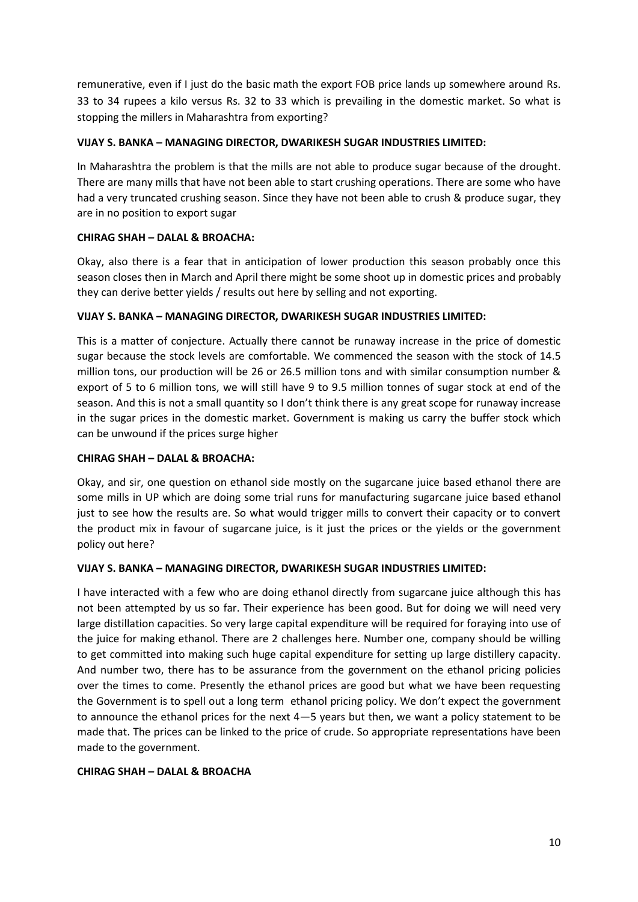remunerative, even if I just do the basic math the export FOB price lands up somewhere around Rs. 33 to 34 rupees a kilo versus Rs. 32 to 33 which is prevailing in the domestic market. So what is stopping the millers in Maharashtra from exporting?

**VIJAY S. BANKA – MANAGING DIRECTOR, DWARIKESH SUGAR INDUSTRIES LIMITED:**

In Maharashtra the problem is that the mills are not able to produce sugar because of the drought. There are many mills that have not been able to start crushing operations. There are some who have had a very truncated crushing season. Since they have not been able to crush & produce sugar, they are in no position to export sugar

**CHIRAG SHAH – DALAL & BROACHA:**

Okay, also there is a fear that in anticipation of lower production this season probably once this season closes then in March and April there might be some shoot up in domestic prices and probably they can derive better yields / results out here by selling and not exporting.

**VIJAY S. BANKA – MANAGING DIRECTOR, DWARIKESH SUGAR INDUSTRIES LIMITED:**

This is a matter of conjecture. Actually there cannot be runaway increase in the price of domestic sugar because the stock levels are comfortable. We commenced the season with the stock of 14.5 million tons, our production will be 26 or 26.5 million tons and with similar consumption number & export of 5 to 6 million tons, we will still have 9 to 9.5 million tonnes of sugar stock at end of the season. And this is not a small quantity so I don't think there is any great scope for runaway increase in the sugar prices in the domestic market. Government is making us carry the buffer stock which can be unwound if the prices surge higher

**CHIRAG SHAH – DALAL & BROACHA:**

Okay, and sir, one question on ethanol side mostly on the sugarcane juice based ethanol there are some mills in UP which are doing some trial runs for manufacturing sugarcane juice based ethanol just to see how the results are. So what would trigger mills to convert their capacity or to convert the product mix in favour of sugarcane juice, is it just the prices or the yields or the government policy out here?

**VIJAY S. BANKA – MANAGING DIRECTOR, DWARIKESH SUGAR INDUSTRIES LIMITED:**

I have interacted with a few who are doing ethanol directly from sugarcane juice although this has not been attempted by us so far. Their experience has been good. But for doing we will need very large distillation capacities. So very large capital expenditure will be required for foraying into use of the juice for making ethanol. There are 2 challenges here. Number one, company should be willing to get committed into making such huge capital expenditure for setting up large distillery capacity. And number two, there has to be assurance from the government on the ethanol pricing policies over the times to come. Presently the ethanol prices are good but what we have been requesting the Government is to spell out a long term ethanol pricing policy. We don't expect the government to announce the ethanol prices for the next 4—5 years but then, we want a policy statement to be made that. The prices can be linked to the price of crude. So appropriate representations have been made to the government.

**CHIRAG SHAH – DALAL & BROACHA**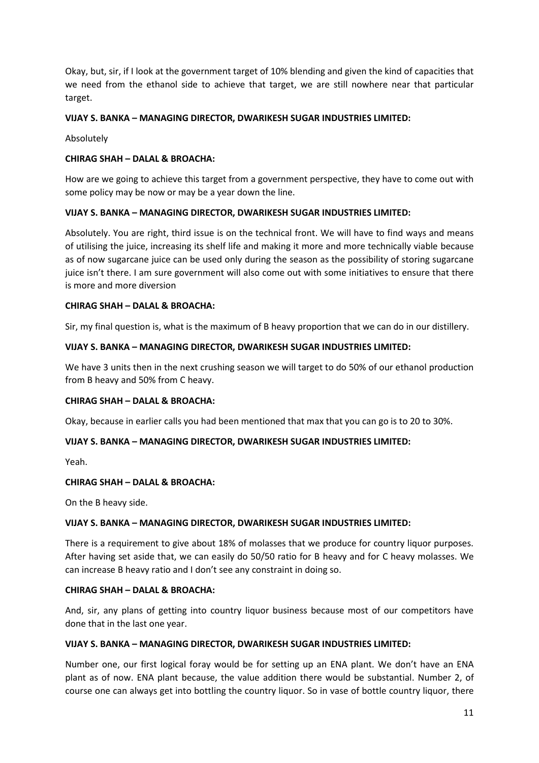Okay, but, sir, if I look at the government target of 10% blending and given the kind of capacities that we need from the ethanol side to achieve that target, we are still nowhere near that particular target.

**VIJAY S. BANKA – MANAGING DIRECTOR, DWARIKESH SUGAR INDUSTRIES LIMITED:**

Absolutely

**CHIRAG SHAH – DALAL & BROACHA:**

How are we going to achieve this target from a government perspective, they have to come out with some policy may be now or may be a year down the line.

**VIJAY S. BANKA – MANAGING DIRECTOR, DWARIKESH SUGAR INDUSTRIES LIMITED:**

Absolutely. You are right, third issue is on the technical front. We will have to find ways and means of utilising the juice, increasing its shelf life and making it more and more technically viable because as of now sugarcane juice can be used only during the season as the possibility of storing sugarcane juice isn't there. I am sure government will also come out with some initiatives to ensure that there is more and more diversion

**CHIRAG SHAH – DALAL & BROACHA:**

Sir, my final question is, what is the maximum of B heavy proportion that we can do in our distillery.

**VIJAY S. BANKA – MANAGING DIRECTOR, DWARIKESH SUGAR INDUSTRIES LIMITED:**

We have 3 units then in the next crushing season we will target to do 50% of our ethanol production from B heavy and 50% from C heavy.

**CHIRAG SHAH – DALAL & BROACHA:**

Okay, because in earlier calls you had been mentioned that max that you can go is to 20 to 30%.

**VIJAY S. BANKA – MANAGING DIRECTOR, DWARIKESH SUGAR INDUSTRIES LIMITED:**

Yeah.

**CHIRAG SHAH – DALAL & BROACHA:**

On the B heavy side.

**VIJAY S. BANKA – MANAGING DIRECTOR, DWARIKESH SUGAR INDUSTRIES LIMITED:**

There is a requirement to give about 18% of molasses that we produce for country liquor purposes. After having set aside that, we can easily do 50/50 ratio for B heavy and for C heavy molasses. We can increase B heavy ratio and I don't see any constraint in doing so.

**CHIRAG SHAH – DALAL & BROACHA:**

And, sir, any plans of getting into country liquor business because most of our competitors have done that in the last one year.

**VIJAY S. BANKA – MANAGING DIRECTOR, DWARIKESH SUGAR INDUSTRIES LIMITED:**

Number one, our first logical foray would be for setting up an ENA plant. We don't have an ENA plant as of now. ENA plant because, the value addition there would be substantial. Number 2, of course one can always get into bottling the country liquor. So in vase of bottle country liquor, there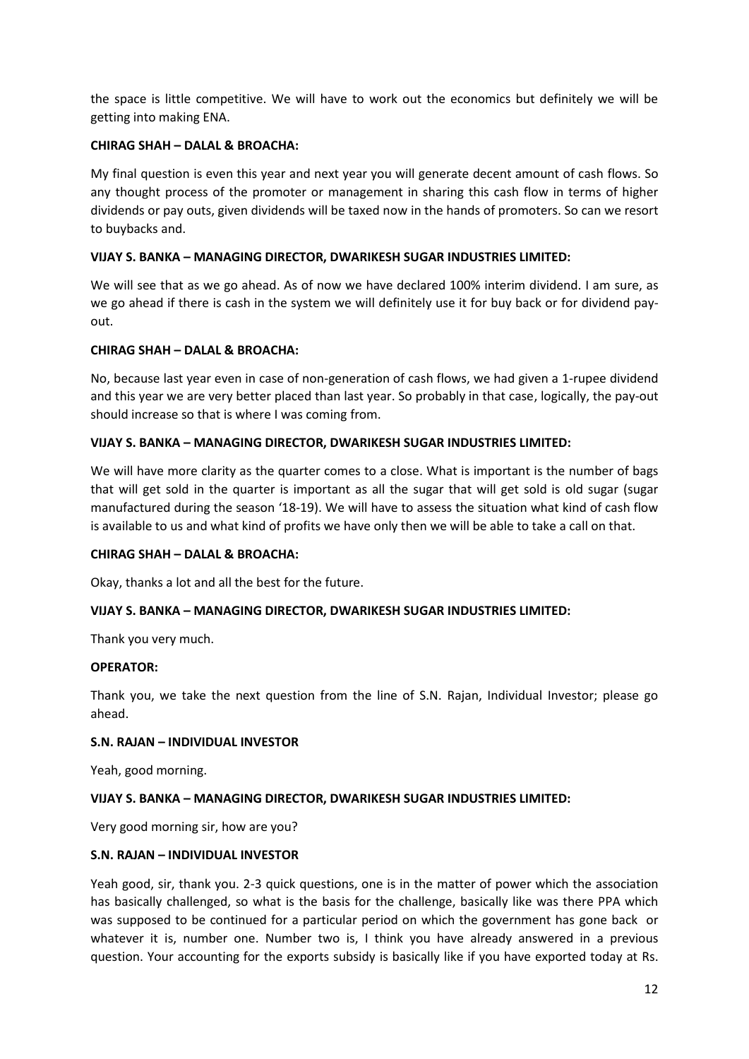the space is little competitive. We will have to work out the economics but definitely we will be getting into making ENA.

**CHIRAG SHAH – DALAL & BROACHA:**

My final question is even this year and next year you will generate decent amount of cash flows. So any thought process of the promoter or management in sharing this cash flow in terms of higher dividends or pay outs, given dividends will be taxed now in the hands of promoters. So can we resort to buybacks and.

**VIJAY S. BANKA – MANAGING DIRECTOR, DWARIKESH SUGAR INDUSTRIES LIMITED:**

We will see that as we go ahead. As of now we have declared 100% interim dividend. I am sure, as we go ahead if there is cash in the system we will definitely use it for buy back or for dividend pay-out.

**CHIRAG SHAH – DALAL & BROACHA:**

No, because last year even in case of non-generation of cash flows, we had given a 1-rupee dividend and this year we are very better placed than last year. So probably in that case, logically, the pay-out should increase so that is where I was coming from.

**VIJAY S. BANKA – MANAGING DIRECTOR, DWARIKESH SUGAR INDUSTRIES LIMITED:**

We will have more clarity as the quarter comes to a close. What is important is the number of bags that will get sold in the quarter is important as all the sugar that will get sold is old sugar (sugar manufactured during the season '18-19). We will have to assess the situation what kind of cash flow is available to us and what kind of profits we have only then we will be able to take a call on that.

**CHIRAG SHAH – DALAL & BROACHA:**

Okay, thanks a lot and all the best for the future.

**VIJAY S. BANKA – MANAGING DIRECTOR, DWARIKESH SUGAR INDUSTRIES LIMITED:**

Thank you very much.

**OPERATOR:**

Thank you, we take the next question from the line of S.N. Rajan, Individual Investor; please go ahead.

**S.N. RAJAN – INDIVIDUAL INVESTOR**

Yeah, good morning.

**VIJAY S. BANKA – MANAGING DIRECTOR, DWARIKESH SUGAR INDUSTRIES LIMITED:**

Very good morning sir, how are you?

**S.N. RAJAN – INDIVIDUAL INVESTOR**

Yeah good, sir, thank you. 2-3 quick questions, one is in the matter of power which the association has basically challenged, so what is the basis for the challenge, basically like was there PPA which was supposed to be continued for a particular period on which the government has gone back or whatever it is, number one. Number two is, I think you have already answered in a previous question. Your accounting for the exports subsidy is basically like if you have exported today at Rs.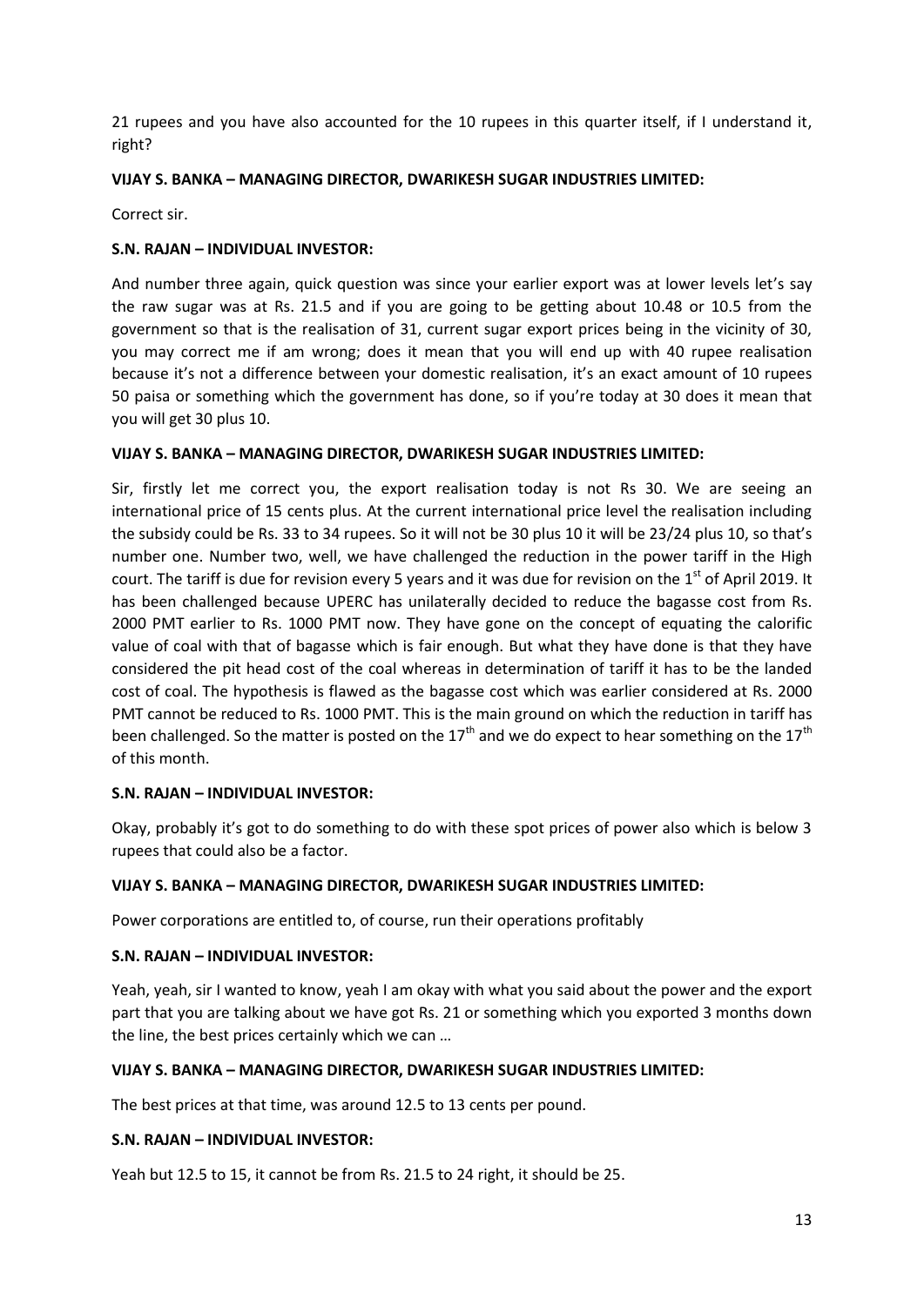21 rupees and you have also accounted for the 10 rupees in this quarter itself, if I understand it, right?

**VIJAY S. BANKA – MANAGING DIRECTOR, DWARIKESH SUGAR INDUSTRIES LIMITED:**

Correct sir.

**S.N. RAJAN – INDIVIDUAL INVESTOR:**

And number three again, quick question was since your earlier export was at lower levels let's say the raw sugar was at Rs. 21.5 and if you are going to be getting about 10.48 or 10.5 from the government so that is the realisation of 31, current sugar export prices being in the vicinity of 30, you may correct me if am wrong; does it mean that you will end up with 40 rupee realisation because it's not a difference between your domestic realisation, it's an exact amount of 10 rupees 50 paisa or something which the government has done, so if you're today at 30 does it mean that you will get 30 plus 10.

**VIJAY S. BANKA – MANAGING DIRECTOR, DWARIKESH SUGAR INDUSTRIES LIMITED:**

Sir, firstly let me correct you, the export realisation today is not Rs 30. We are seeing an international price of 15 cents plus. At the current international price level the realisation including the subsidy could be Rs. 33 to 34 rupees. So it will not be 30 plus 10 it will be 23/24 plus 10, so that's number one. Number two, well, we have challenged the reduction in the power tariff in the High court. The tariff is due for revision every 5 years and it was due for revision on the 1st of April 2019. It has been challenged because UPERC has unilaterally decided to reduce the bagasse cost from Rs. 2000 PMT earlier to Rs. 1000 PMT now. They have gone on the concept of equating the calorific value of coal with that of bagasse which is fair enough. But what they have done is that they have considered the pit head cost of the coal whereas in determination of tariff it has to be the landed cost of coal. The hypothesis is flawed as the bagasse cost which was earlier considered at Rs. 2000 PMT cannot be reduced to Rs. 1000 PMT. This is the main ground on which the reduction in tariff has been challenged. So the matter is posted on the 17th and we do expect to hear something on the 17th of this month.

**S.N. RAJAN – INDIVIDUAL INVESTOR:**

Okay, probably it's got to do something to do with these spot prices of power also which is below 3 rupees that could also be a factor.

**VIJAY S. BANKA – MANAGING DIRECTOR, DWARIKESH SUGAR INDUSTRIES LIMITED:**

Power corporations are entitled to, of course, run their operations profitably

**S.N. RAJAN – INDIVIDUAL INVESTOR:**

Yeah, yeah, sir I wanted to know, yeah I am okay with what you said about the power and the export part that you are talking about we have got Rs. 21 or something which you exported 3 months down the line, the best prices certainly which we can …

**VIJAY S. BANKA – MANAGING DIRECTOR, DWARIKESH SUGAR INDUSTRIES LIMITED:**

The best prices at that time, was around 12.5 to 13 cents per pound.

**S.N. RAJAN – INDIVIDUAL INVESTOR:**

Yeah but 12.5 to 15, it cannot be from Rs. 21.5 to 24 right, it should be 25.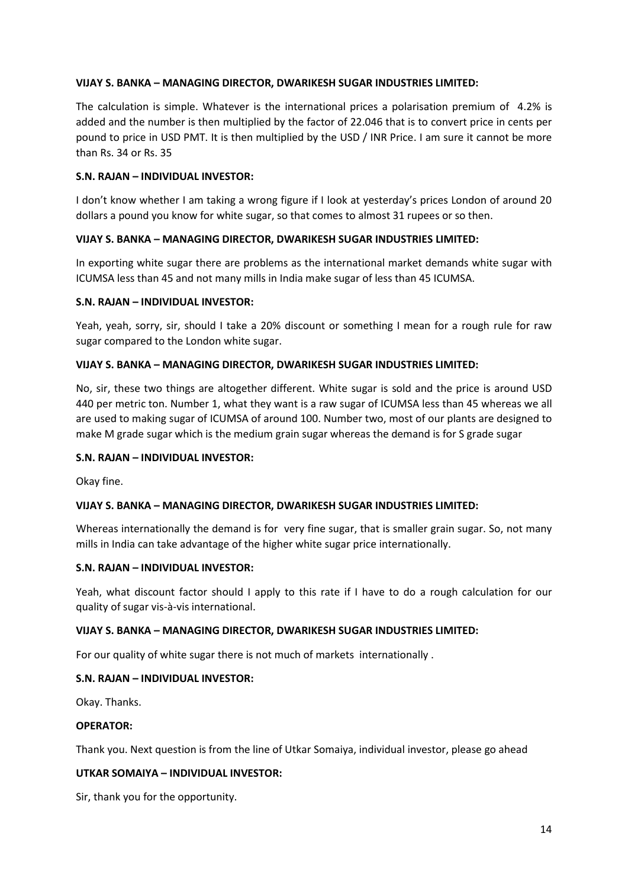**VIJAY S. BANKA – MANAGING DIRECTOR, DWARIKESH SUGAR INDUSTRIES LIMITED:**

The calculation is simple. Whatever is the international prices a polarisation premium of 4.2% is added and the number is then multiplied by the factor of 22.046 that is to convert price in cents per pound to price in USD PMT. It is then multiplied by the USD / INR Price. I am sure it cannot be more than Rs. 34 or Rs. 35

**S.N. RAJAN – INDIVIDUAL INVESTOR:**

I don't know whether I am taking a wrong figure if I look at yesterday's prices London of around 20 dollars a pound you know for white sugar, so that comes to almost 31 rupees or so then.

**VIJAY S. BANKA – MANAGING DIRECTOR, DWARIKESH SUGAR INDUSTRIES LIMITED:**

In exporting white sugar there are problems as the international market demands white sugar with ICUMSA less than 45 and not many mills in India make sugar of less than 45 ICUMSA.

**S.N. RAJAN – INDIVIDUAL INVESTOR:**

Yeah, yeah, sorry, sir, should I take a 20% discount or something I mean for a rough rule for raw sugar compared to the London white sugar.

**VIJAY S. BANKA – MANAGING DIRECTOR, DWARIKESH SUGAR INDUSTRIES LIMITED:**

No, sir, these two things are altogether different. White sugar is sold and the price is around USD 440 per metric ton. Number 1, what they want is a raw sugar of ICUMSA less than 45 whereas we all are used to making sugar of ICUMSA of around 100. Number two, most of our plants are designed to make M grade sugar which is the medium grain sugar whereas the demand is for S grade sugar

**S.N. RAJAN – INDIVIDUAL INVESTOR:**

Okay fine.

**VIJAY S. BANKA – MANAGING DIRECTOR, DWARIKESH SUGAR INDUSTRIES LIMITED:**

Whereas internationally the demand is for very fine sugar, that is smaller grain sugar. So, not many mills in India can take advantage of the higher white sugar price internationally.

**S.N. RAJAN – INDIVIDUAL INVESTOR:**

Yeah, what discount factor should I apply to this rate if I have to do a rough calculation for our quality of sugar vis-à-vis international.

**VIJAY S. BANKA – MANAGING DIRECTOR, DWARIKESH SUGAR INDUSTRIES LIMITED:**

For our quality of white sugar there is not much of markets internationally .

**S.N. RAJAN – INDIVIDUAL INVESTOR:**

Okay. Thanks.

**OPERATOR:**

Thank you. Next question is from the line of Utkar Somaiya, individual investor, please go ahead

**UTKAR SOMAIYA – INDIVIDUAL INVESTOR:**

Sir, thank you for the opportunity.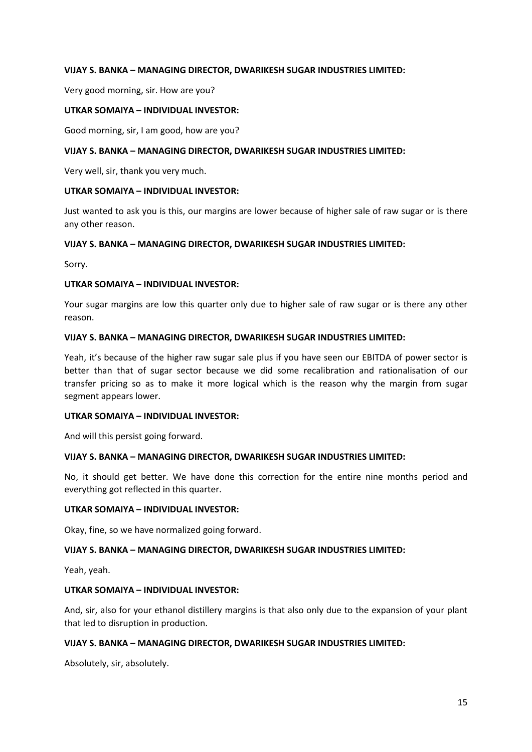**VIJAY S. BANKA – MANAGING DIRECTOR, DWARIKESH SUGAR INDUSTRIES LIMITED:**

Very good morning, sir. How are you?

**UTKAR SOMAIYA – INDIVIDUAL INVESTOR:**

Good morning, sir, I am good, how are you?

**VIJAY S. BANKA – MANAGING DIRECTOR, DWARIKESH SUGAR INDUSTRIES LIMITED:**

Very well, sir, thank you very much.

**UTKAR SOMAIYA – INDIVIDUAL INVESTOR:**

Just wanted to ask you is this, our margins are lower because of higher sale of raw sugar or is there any other reason.

**VIJAY S. BANKA – MANAGING DIRECTOR, DWARIKESH SUGAR INDUSTRIES LIMITED:**

Sorry.

**UTKAR SOMAIYA – INDIVIDUAL INVESTOR:**

Your sugar margins are low this quarter only due to higher sale of raw sugar or is there any other reason.

**VIJAY S. BANKA – MANAGING DIRECTOR, DWARIKESH SUGAR INDUSTRIES LIMITED:**

Yeah, it's because of the higher raw sugar sale plus if you have seen our EBITDA of power sector is better than that of sugar sector because we did some recalibration and rationalisation of our transfer pricing so as to make it more logical which is the reason why the margin from sugar segment appears lower.

**UTKAR SOMAIYA – INDIVIDUAL INVESTOR:**

And will this persist going forward.

**VIJAY S. BANKA – MANAGING DIRECTOR, DWARIKESH SUGAR INDUSTRIES LIMITED:**

No, it should get better. We have done this correction for the entire nine months period and everything got reflected in this quarter.

**UTKAR SOMAIYA – INDIVIDUAL INVESTOR:**

Okay, fine, so we have normalized going forward.

**VIJAY S. BANKA – MANAGING DIRECTOR, DWARIKESH SUGAR INDUSTRIES LIMITED:**

Yeah, yeah.

**UTKAR SOMAIYA – INDIVIDUAL INVESTOR:**

And, sir, also for your ethanol distillery margins is that also only due to the expansion of your plant that led to disruption in production.

**VIJAY S. BANKA – MANAGING DIRECTOR, DWARIKESH SUGAR INDUSTRIES LIMITED:**

Absolutely, sir, absolutely.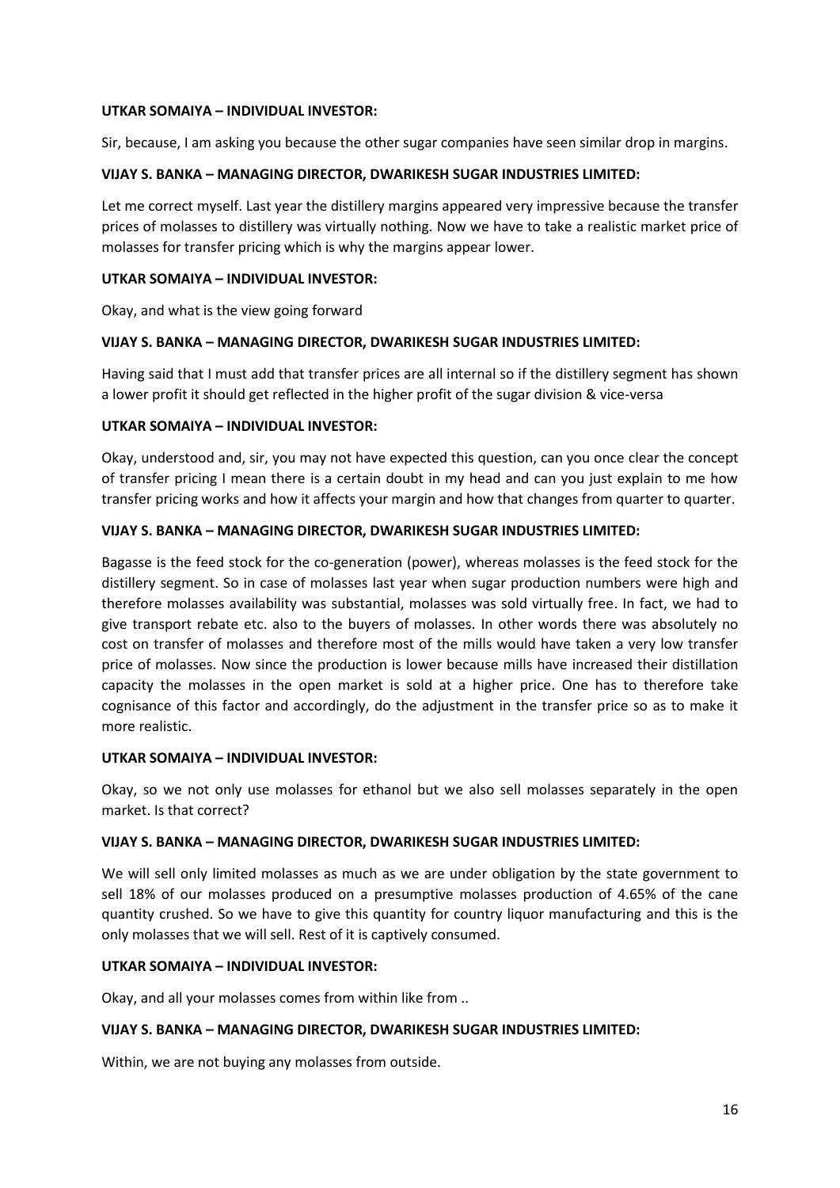**UTKAR SOMAIYA – INDIVIDUAL INVESTOR:**

Sir, because, I am asking you because the other sugar companies have seen similar drop in margins.

**VIJAY S. BANKA – MANAGING DIRECTOR, DWARIKESH SUGAR INDUSTRIES LIMITED:**

Let me correct myself. Last year the distillery margins appeared very impressive because the transfer prices of molasses to distillery was virtually nothing. Now we have to take a realistic market price of molasses for transfer pricing which is why the margins appear lower.

**UTKAR SOMAIYA – INDIVIDUAL INVESTOR:**

Okay, and what is the view going forward

**VIJAY S. BANKA – MANAGING DIRECTOR, DWARIKESH SUGAR INDUSTRIES LIMITED:**

Having said that I must add that transfer prices are all internal so if the distillery segment has shown a lower profit it should get reflected in the higher profit of the sugar division & vice-versa

**UTKAR SOMAIYA – INDIVIDUAL INVESTOR:**

Okay, understood and, sir, you may not have expected this question, can you once clear the concept of transfer pricing I mean there is a certain doubt in my head and can you just explain to me how transfer pricing works and how it affects your margin and how that changes from quarter to quarter.

**VIJAY S. BANKA – MANAGING DIRECTOR, DWARIKESH SUGAR INDUSTRIES LIMITED:**

Bagasse is the feed stock for the co-generation (power), whereas molasses is the feed stock for the distillery segment. So in case of molasses last year when sugar production numbers were high and therefore molasses availability was substantial, molasses was sold virtually free. In fact, we had to give transport rebate etc. also to the buyers of molasses. In other words there was absolutely no cost on transfer of molasses and therefore most of the mills would have taken a very low transfer price of molasses. Now since the production is lower because mills have increased their distillation capacity the molasses in the open market is sold at a higher price. One has to therefore take cognisance of this factor and accordingly, do the adjustment in the transfer price so as to make it more realistic.

**UTKAR SOMAIYA – INDIVIDUAL INVESTOR:**

Okay, so we not only use molasses for ethanol but we also sell molasses separately in the open market. Is that correct?

**VIJAY S. BANKA – MANAGING DIRECTOR, DWARIKESH SUGAR INDUSTRIES LIMITED:**

We will sell only limited molasses as much as we are under obligation by the state government to sell 18% of our molasses produced on a presumptive molasses production of 4.65% of the cane quantity crushed. So we have to give this quantity for country liquor manufacturing and this is the only molasses that we will sell. Rest of it is captively consumed.

**UTKAR SOMAIYA – INDIVIDUAL INVESTOR:**

Okay, and all your molasses comes from within like from ..

**VIJAY S. BANKA – MANAGING DIRECTOR, DWARIKESH SUGAR INDUSTRIES LIMITED:**

Within, we are not buying any molasses from outside.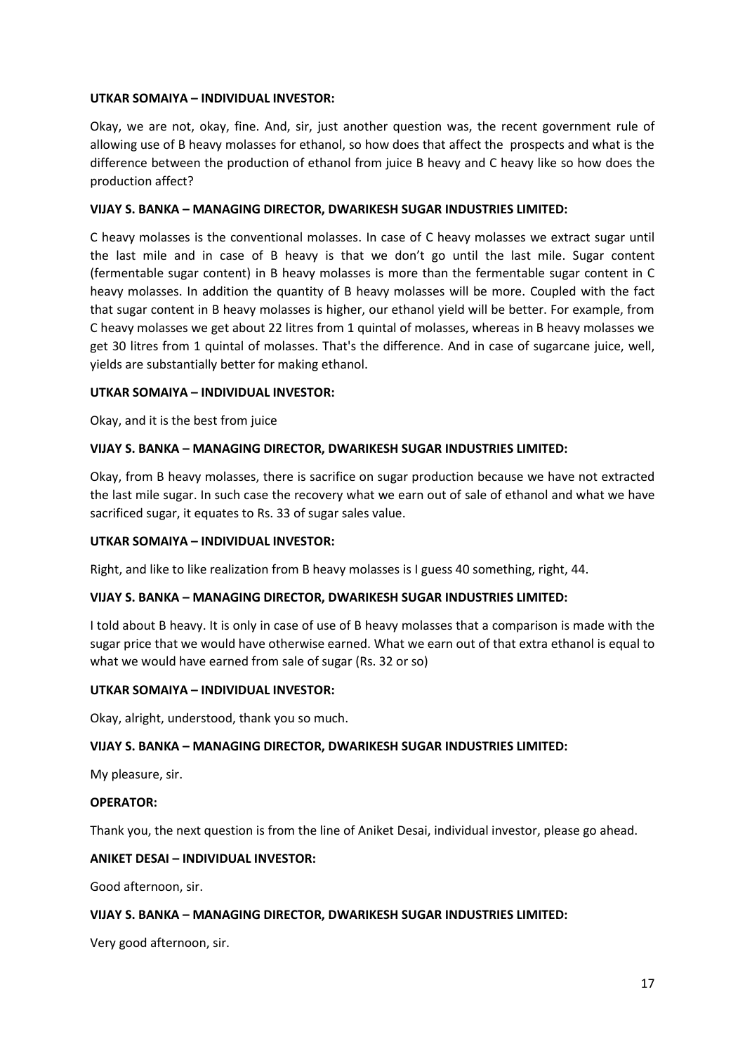**UTKAR SOMAIYA – INDIVIDUAL INVESTOR:**

Okay, we are not, okay, fine. And, sir, just another question was, the recent government rule of allowing use of B heavy molasses for ethanol, so how does that affect the prospects and what is the difference between the production of ethanol from juice B heavy and C heavy like so how does the production affect?

**VIJAY S. BANKA – MANAGING DIRECTOR, DWARIKESH SUGAR INDUSTRIES LIMITED:**

C heavy molasses is the conventional molasses. In case of C heavy molasses we extract sugar until the last mile and in case of B heavy is that we don't go until the last mile. Sugar content (fermentable sugar content) in B heavy molasses is more than the fermentable sugar content in C heavy molasses. In addition the quantity of B heavy molasses will be more. Coupled with the fact that sugar content in B heavy molasses is higher, our ethanol yield will be better. For example, from C heavy molasses we get about 22 litres from 1 quintal of molasses, whereas in B heavy molasses we get 30 litres from 1 quintal of molasses. That's the difference. And in case of sugarcane juice, well, yields are substantially better for making ethanol.

**UTKAR SOMAIYA – INDIVIDUAL INVESTOR:**

Okay, and it is the best from juice

**VIJAY S. BANKA – MANAGING DIRECTOR, DWARIKESH SUGAR INDUSTRIES LIMITED:**

Okay, from B heavy molasses, there is sacrifice on sugar production because we have not extracted the last mile sugar. In such case the recovery what we earn out of sale of ethanol and what we have sacrificed sugar, it equates to Rs. 33 of sugar sales value.

**UTKAR SOMAIYA – INDIVIDUAL INVESTOR:**

Right, and like to like realization from B heavy molasses is I guess 40 something, right, 44.

**VIJAY S. BANKA – MANAGING DIRECTOR, DWARIKESH SUGAR INDUSTRIES LIMITED:**

I told about B heavy. It is only in case of use of B heavy molasses that a comparison is made with the sugar price that we would have otherwise earned. What we earn out of that extra ethanol is equal to what we would have earned from sale of sugar (Rs. 32 or so)

**UTKAR SOMAIYA – INDIVIDUAL INVESTOR:**

Okay, alright, understood, thank you so much.

**VIJAY S. BANKA – MANAGING DIRECTOR, DWARIKESH SUGAR INDUSTRIES LIMITED:**

My pleasure, sir.

**OPERATOR:**

Thank you, the next question is from the line of Aniket Desai, individual investor, please go ahead.

**ANIKET DESAI – INDIVIDUAL INVESTOR:**

Good afternoon, sir.

**VIJAY S. BANKA – MANAGING DIRECTOR, DWARIKESH SUGAR INDUSTRIES LIMITED:**

Very good afternoon, sir.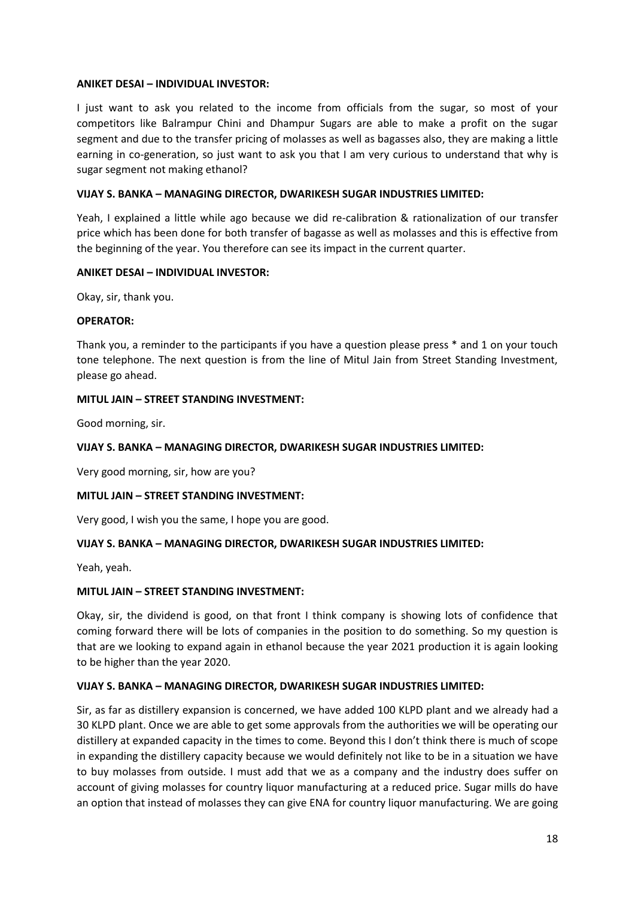**ANIKET DESAI – INDIVIDUAL INVESTOR:**

I just want to ask you related to the income from officials from the sugar, so most of your competitors like Balrampur Chini and Dhampur Sugars are able to make a profit on the sugar segment and due to the transfer pricing of molasses as well as bagasses also, they are making a little earning in co-generation, so just want to ask you that I am very curious to understand that why is sugar segment not making ethanol?

**VIJAY S. BANKA – MANAGING DIRECTOR, DWARIKESH SUGAR INDUSTRIES LIMITED:**

Yeah, I explained a little while ago because we did re-calibration & rationalization of our transfer price which has been done for both transfer of bagasse as well as molasses and this is effective from the beginning of the year. You therefore can see its impact in the current quarter.

**ANIKET DESAI – INDIVIDUAL INVESTOR:**

Okay, sir, thank you.

**OPERATOR:**

Thank you, a reminder to the participants if you have a question please press * and 1 on your touch tone telephone. The next question is from the line of Mitul Jain from Street Standing Investment, please go ahead.

**MITUL JAIN – STREET STANDING INVESTMENT:**

Good morning, sir.

**VIJAY S. BANKA – MANAGING DIRECTOR, DWARIKESH SUGAR INDUSTRIES LIMITED:**

Very good morning, sir, how are you?

**MITUL JAIN – STREET STANDING INVESTMENT:**

Very good, I wish you the same, I hope you are good.

**VIJAY S. BANKA – MANAGING DIRECTOR, DWARIKESH SUGAR INDUSTRIES LIMITED:**

Yeah, yeah.

**MITUL JAIN – STREET STANDING INVESTMENT:**

Okay, sir, the dividend is good, on that front I think company is showing lots of confidence that coming forward there will be lots of companies in the position to do something. So my question is that are we looking to expand again in ethanol because the year 2021 production it is again looking to be higher than the year 2020.

**VIJAY S. BANKA – MANAGING DIRECTOR, DWARIKESH SUGAR INDUSTRIES LIMITED:**

Sir, as far as distillery expansion is concerned, we have added 100 KLPD plant and we already had a 30 KLPD plant. Once we are able to get some approvals from the authorities we will be operating our distillery at expanded capacity in the times to come. Beyond this I don't think there is much of scope in expanding the distillery capacity because we would definitely not like to be in a situation we have to buy molasses from outside. I must add that we as a company and the industry does suffer on account of giving molasses for country liquor manufacturing at a reduced price. Sugar mills do have an option that instead of molasses they can give ENA for country liquor manufacturing. We are going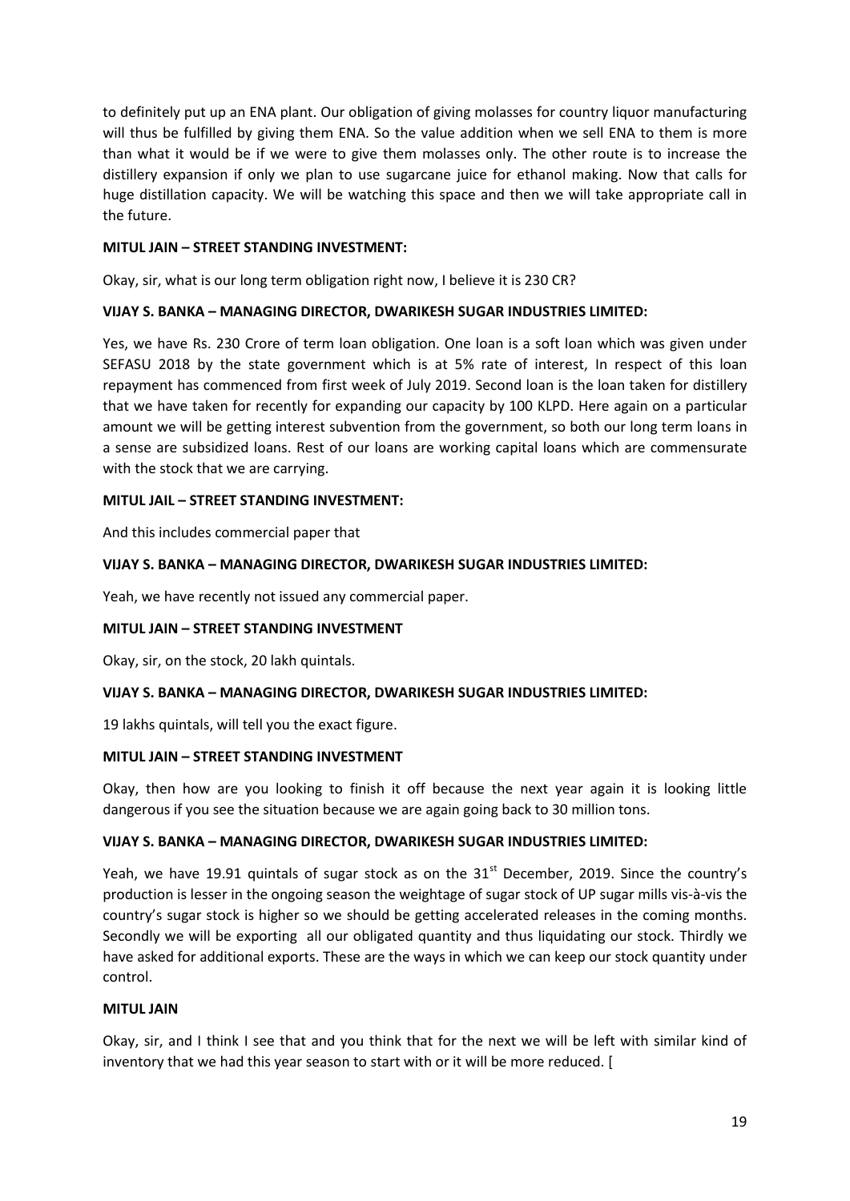to definitely put up an ENA plant. Our obligation of giving molasses for country liquor manufacturing will thus be fulfilled by giving them ENA. So the value addition when we sell ENA to them is more than what it would be if we were to give them molasses only. The other route is to increase the distillery expansion if only we plan to use sugarcane juice for ethanol making. Now that calls for huge distillation capacity. We will be watching this space and then we will take appropriate call in the future.

**MITUL JAIN – STREET STANDING INVESTMENT:**

Okay, sir, what is our long term obligation right now, I believe it is 230 CR?

**VIJAY S. BANKA – MANAGING DIRECTOR, DWARIKESH SUGAR INDUSTRIES LIMITED:**

Yes, we have Rs. 230 Crore of term loan obligation. One loan is a soft loan which was given under SEFASU 2018 by the state government which is at 5% rate of interest, In respect of this loan repayment has commenced from first week of July 2019. Second loan is the loan taken for distillery that we have taken for recently for expanding our capacity by 100 KLPD. Here again on a particular amount we will be getting interest subvention from the government, so both our long term loans in a sense are subsidized loans. Rest of our loans are working capital loans which are commensurate with the stock that we are carrying.

**MITUL JAIL – STREET STANDING INVESTMENT:**

And this includes commercial paper that

**VIJAY S. BANKA – MANAGING DIRECTOR, DWARIKESH SUGAR INDUSTRIES LIMITED:**

Yeah, we have recently not issued any commercial paper.

**MITUL JAIN – STREET STANDING INVESTMENT**

Okay, sir, on the stock, 20 lakh quintals.

**VIJAY S. BANKA – MANAGING DIRECTOR, DWARIKESH SUGAR INDUSTRIES LIMITED:**

19 lakhs quintals, will tell you the exact figure.

**MITUL JAIN – STREET STANDING INVESTMENT**

Okay, then how are you looking to finish it off because the next year again it is looking little dangerous if you see the situation because we are again going back to 30 million tons.

**VIJAY S. BANKA – MANAGING DIRECTOR, DWARIKESH SUGAR INDUSTRIES LIMITED:**

Yeah, we have 19.91 quintals of sugar stock as on the 31st December, 2019. Since the country's production is lesser in the ongoing season the weightage of sugar stock of UP sugar mills vis-à-vis the country's sugar stock is higher so we should be getting accelerated releases in the coming months. Secondly we will be exporting all our obligated quantity and thus liquidating our stock. Thirdly we have asked for additional exports. These are the ways in which we can keep our stock quantity under control.

**MITUL JAIN**

Okay, sir, and I think I see that and you think that for the next we will be left with similar kind of inventory that we had this year season to start with or it will be more reduced. [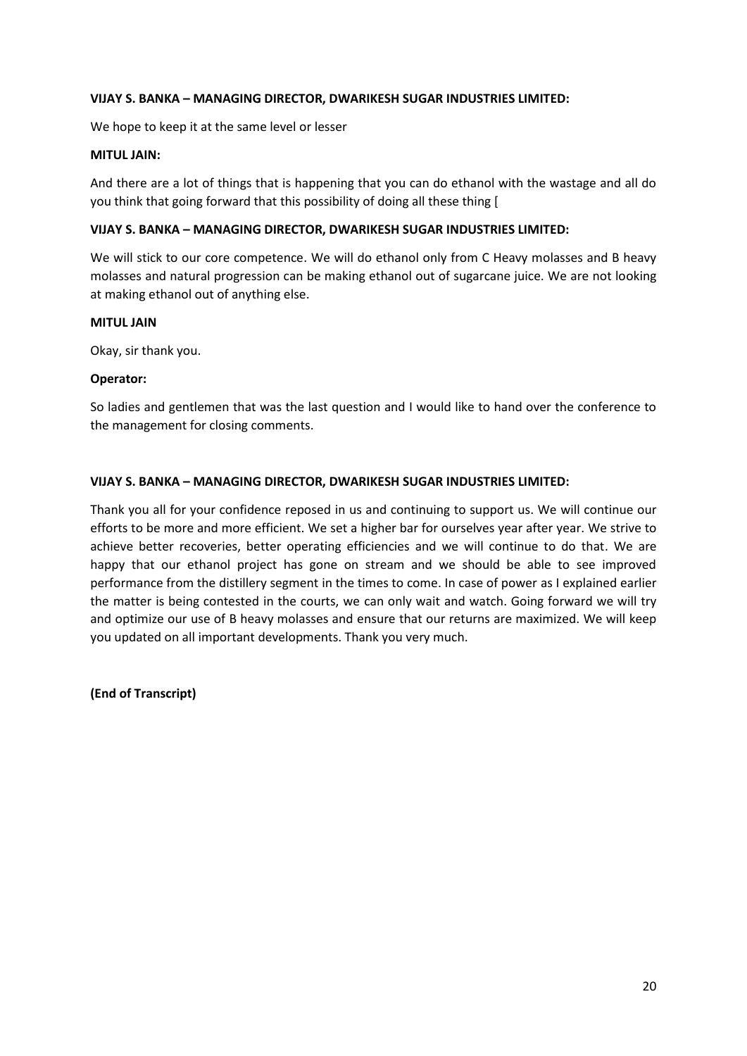**VIJAY S. BANKA – MANAGING DIRECTOR, DWARIKESH SUGAR INDUSTRIES LIMITED:**

We hope to keep it at the same level or lesser

**MITUL JAIN:**

And there are a lot of things that is happening that you can do ethanol with the wastage and all do you think that going forward that this possibility of doing all these thing [

**VIJAY S. BANKA – MANAGING DIRECTOR, DWARIKESH SUGAR INDUSTRIES LIMITED:**

We will stick to our core competence. We will do ethanol only from C Heavy molasses and B heavy molasses and natural progression can be making ethanol out of sugarcane juice. We are not looking at making ethanol out of anything else.

**MITUL JAIN**

Okay, sir thank you.

**Operator:**

So ladies and gentlemen that was the last question and I would like to hand over the conference to the management for closing comments.

**VIJAY S. BANKA – MANAGING DIRECTOR, DWARIKESH SUGAR INDUSTRIES LIMITED:**

Thank you all for your confidence reposed in us and continuing to support us. We will continue our efforts to be more and more efficient. We set a higher bar for ourselves year after year. We strive to achieve better recoveries, better operating efficiencies and we will continue to do that. We are happy that our ethanol project has gone on stream and we should be able to see improved performance from the distillery segment in the times to come. In case of power as I explained earlier the matter is being contested in the courts, we can only wait and watch. Going forward we will try and optimize our use of B heavy molasses and ensure that our returns are maximized. We will keep you updated on all important developments. Thank you very much.

**(End of Transcript)**